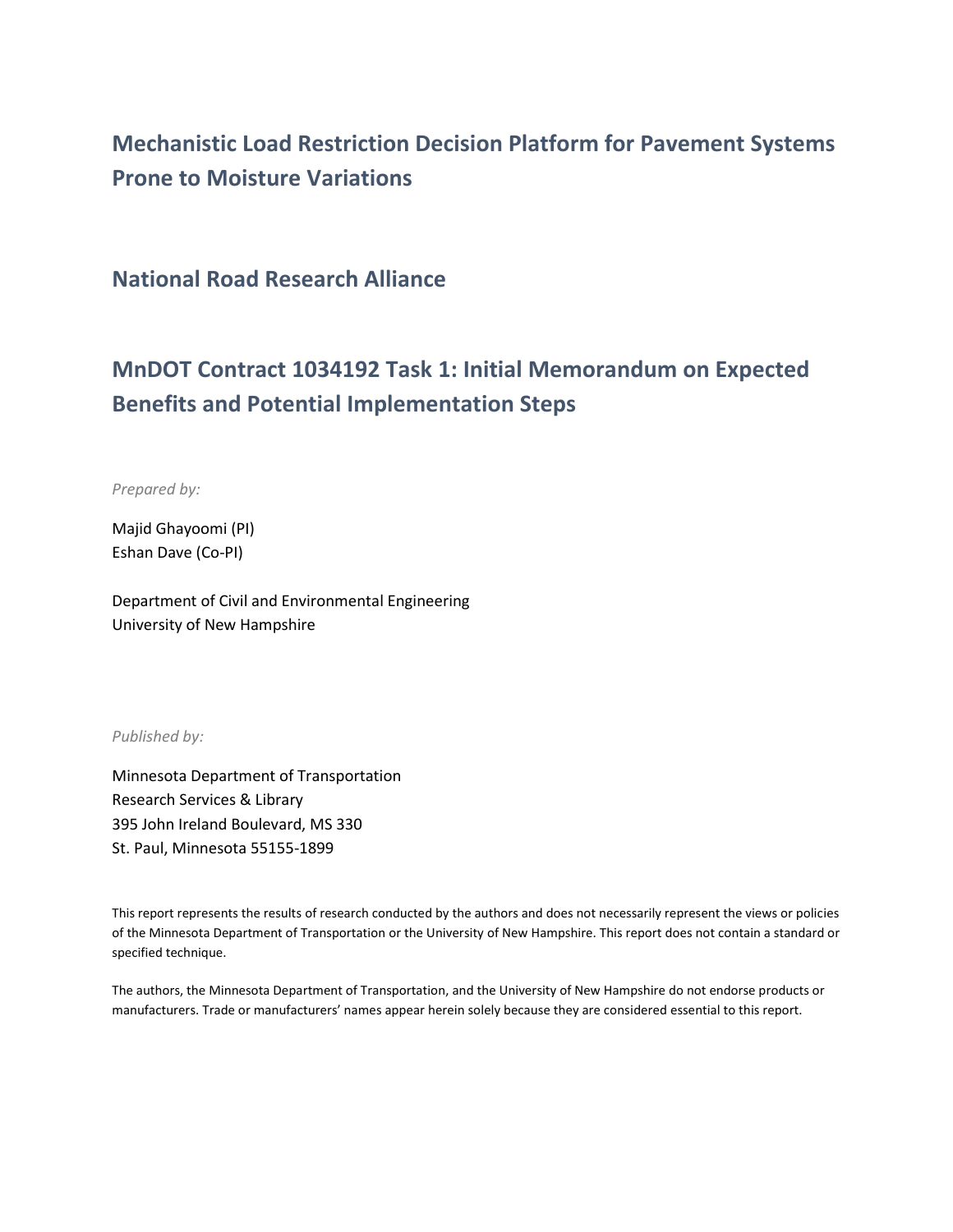# Mechanistic Load Restriction Decision Platform for Pavement Systems Prone to Moisture Variations

## National Road Research Alliance

## MnDOT Contract 1034192 Task 1: Initial Memorandum on Expected Benefits and Potential Implementation Steps

*Prepared by:*

Majid Ghayoomi (PI)
Eshan Dave (Co-PI)

Department of Civil and Environmental Engineering
University of New Hampshire

*Published by:*

Minnesota Department of Transportation
Research Services & Library
395 John Ireland Boulevard, MS 330
St. Paul, Minnesota 55155-1899

This report represents the results of research conducted by the authors and does not necessarily represent the views or policies of the Minnesota Department of Transportation or the University of New Hampshire. This report does not contain a standard or specified technique.

The authors, the Minnesota Department of Transportation, and the University of New Hampshire do not endorse products or manufacturers. Trade or manufacturers' names appear herein solely because they are considered essential to this report.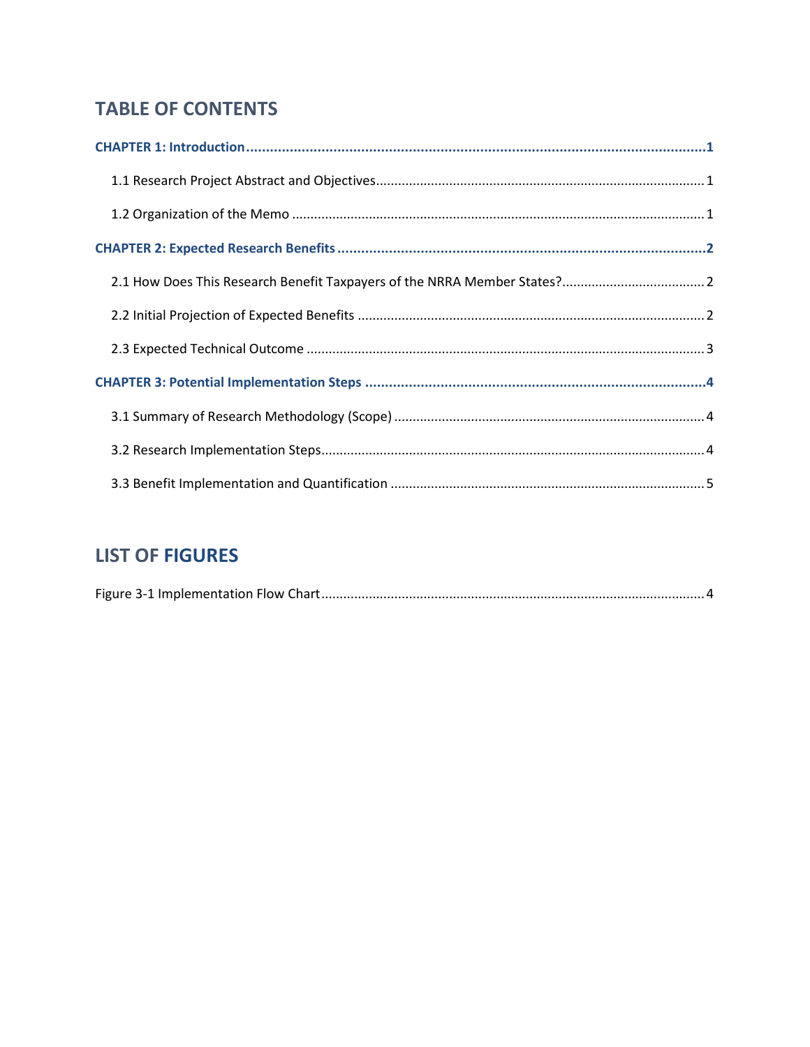# TABLE OF CONTENTS

**CHAPTER 1: Introduction** ..... **1**

- 1.1 Research Project Abstract and Objectives ..... 1
- 1.2 Organization of the Memo ..... 1

**CHAPTER 2: Expected Research Benefits** ..... **2**

- 2.1 How Does This Research Benefit Taxpayers of the NRRA Member States? ..... 2
- 2.2 Initial Projection of Expected Benefits ..... 2
- 2.3 Expected Technical Outcome ..... 3

**CHAPTER 3: Potential Implementation Steps** ..... **4**

- 3.1 Summary of Research Methodology (Scope) ..... 4
- 3.2 Research Implementation Steps ..... 4
- 3.3 Benefit Implementation and Quantification ..... 5

# LIST OF FIGURES

Figure 3-1 Implementation Flow Chart ..... 4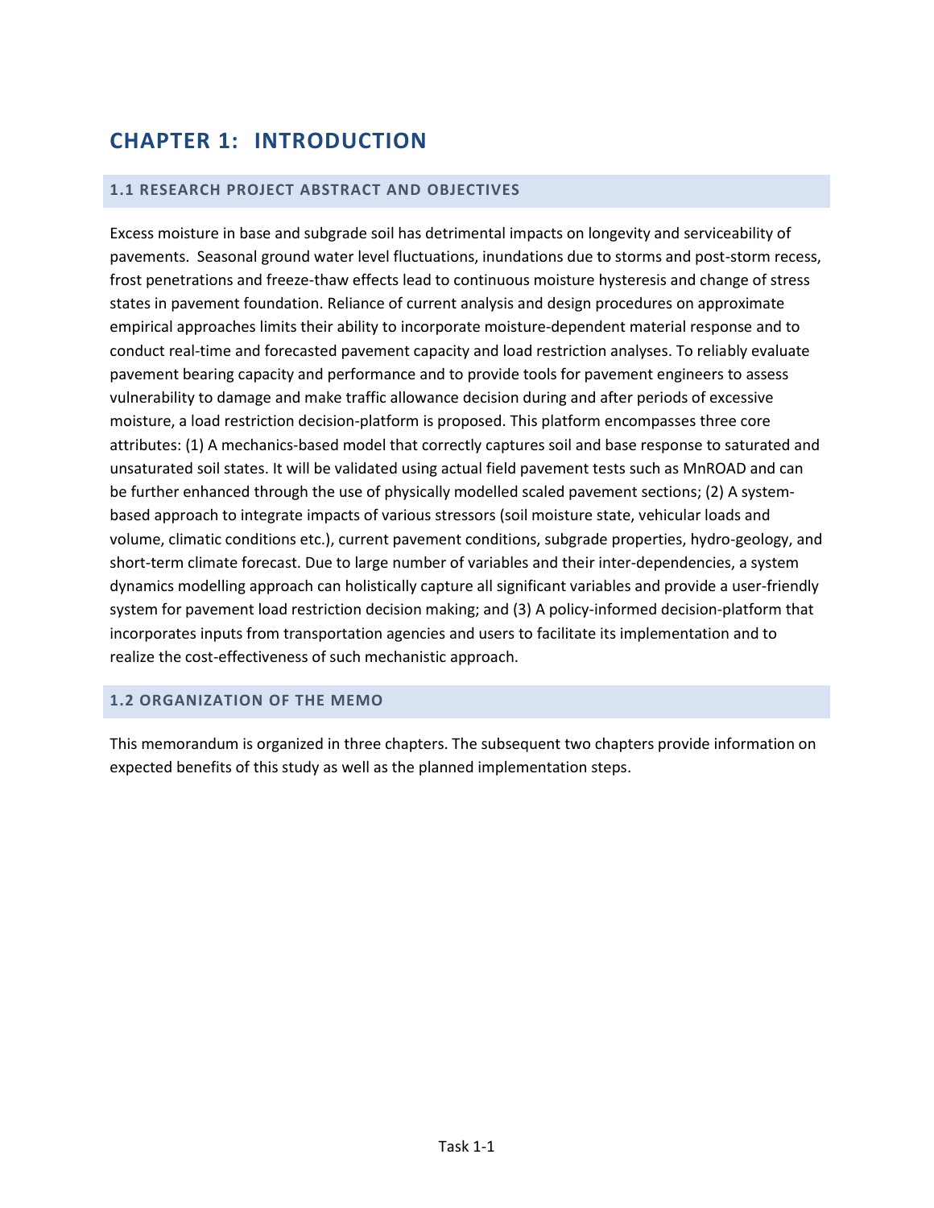# CHAPTER 1: INTRODUCTION

## 1.1 RESEARCH PROJECT ABSTRACT AND OBJECTIVES

Excess moisture in base and subgrade soil has detrimental impacts on longevity and serviceability of pavements. Seasonal ground water level fluctuations, inundations due to storms and post-storm recess, frost penetrations and freeze-thaw effects lead to continuous moisture hysteresis and change of stress states in pavement foundation. Reliance of current analysis and design procedures on approximate empirical approaches limits their ability to incorporate moisture-dependent material response and to conduct real-time and forecasted pavement capacity and load restriction analyses. To reliably evaluate pavement bearing capacity and performance and to provide tools for pavement engineers to assess vulnerability to damage and make traffic allowance decision during and after periods of excessive moisture, a load restriction decision-platform is proposed. This platform encompasses three core attributes: (1) A mechanics-based model that correctly captures soil and base response to saturated and unsaturated soil states. It will be validated using actual field pavement tests such as MnROAD and can be further enhanced through the use of physically modelled scaled pavement sections; (2) A system-based approach to integrate impacts of various stressors (soil moisture state, vehicular loads and volume, climatic conditions etc.), current pavement conditions, subgrade properties, hydro-geology, and short-term climate forecast. Due to large number of variables and their inter-dependencies, a system dynamics modelling approach can holistically capture all significant variables and provide a user-friendly system for pavement load restriction decision making; and (3) A policy-informed decision-platform that incorporates inputs from transportation agencies and users to facilitate its implementation and to realize the cost-effectiveness of such mechanistic approach.

## 1.2 ORGANIZATION OF THE MEMO

This memorandum is organized in three chapters. The subsequent two chapters provide information on expected benefits of this study as well as the planned implementation steps.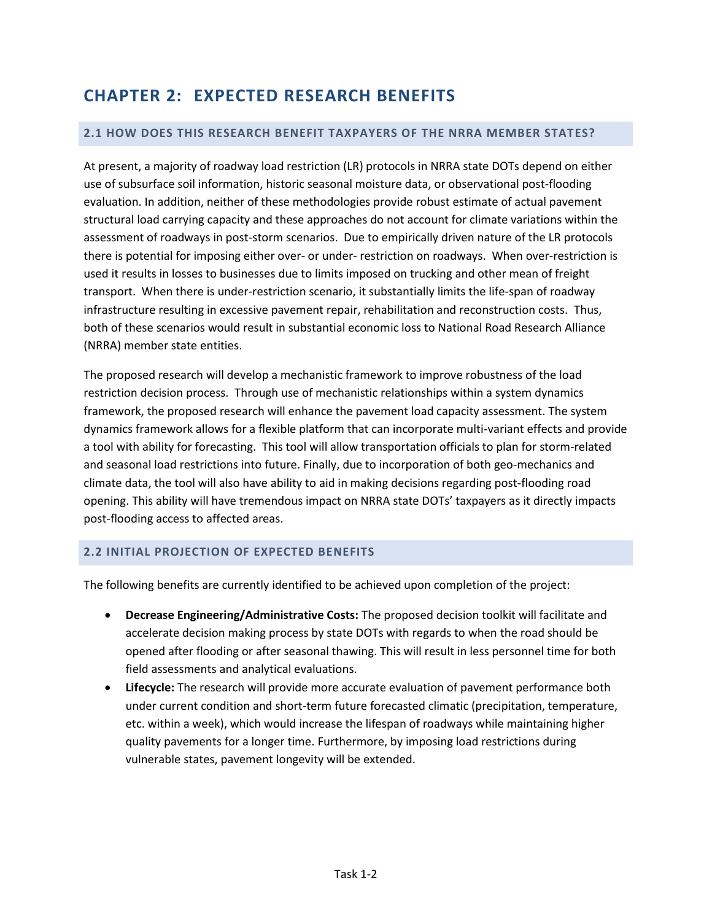# CHAPTER 2: EXPECTED RESEARCH BENEFITS

## 2.1 HOW DOES THIS RESEARCH BENEFIT TAXPAYERS OF THE NRRA MEMBER STATES?

At present, a majority of roadway load restriction (LR) protocols in NRRA state DOTs depend on either use of subsurface soil information, historic seasonal moisture data, or observational post-flooding evaluation. In addition, neither of these methodologies provide robust estimate of actual pavement structural load carrying capacity and these approaches do not account for climate variations within the assessment of roadways in post-storm scenarios. Due to empirically driven nature of the LR protocols there is potential for imposing either over- or under- restriction on roadways. When over-restriction is used it results in losses to businesses due to limits imposed on trucking and other mean of freight transport. When there is under-restriction scenario, it substantially limits the life-span of roadway infrastructure resulting in excessive pavement repair, rehabilitation and reconstruction costs. Thus, both of these scenarios would result in substantial economic loss to National Road Research Alliance (NRRA) member state entities.

The proposed research will develop a mechanistic framework to improve robustness of the load restriction decision process. Through use of mechanistic relationships within a system dynamics framework, the proposed research will enhance the pavement load capacity assessment. The system dynamics framework allows for a flexible platform that can incorporate multi-variant effects and provide a tool with ability for forecasting. This tool will allow transportation officials to plan for storm-related and seasonal load restrictions into future. Finally, due to incorporation of both geo-mechanics and climate data, the tool will also have ability to aid in making decisions regarding post-flooding road opening. This ability will have tremendous impact on NRRA state DOTs' taxpayers as it directly impacts post-flooding access to affected areas.

## 2.2 INITIAL PROJECTION OF EXPECTED BENEFITS

The following benefits are currently identified to be achieved upon completion of the project:

- **Decrease Engineering/Administrative Costs:** The proposed decision toolkit will facilitate and accelerate decision making process by state DOTs with regards to when the road should be opened after flooding or after seasonal thawing. This will result in less personnel time for both field assessments and analytical evaluations.
- **Lifecycle:** The research will provide more accurate evaluation of pavement performance both under current condition and short-term future forecasted climatic (precipitation, temperature, etc. within a week), which would increase the lifespan of roadways while maintaining higher quality pavements for a longer time. Furthermore, by imposing load restrictions during vulnerable states, pavement longevity will be extended.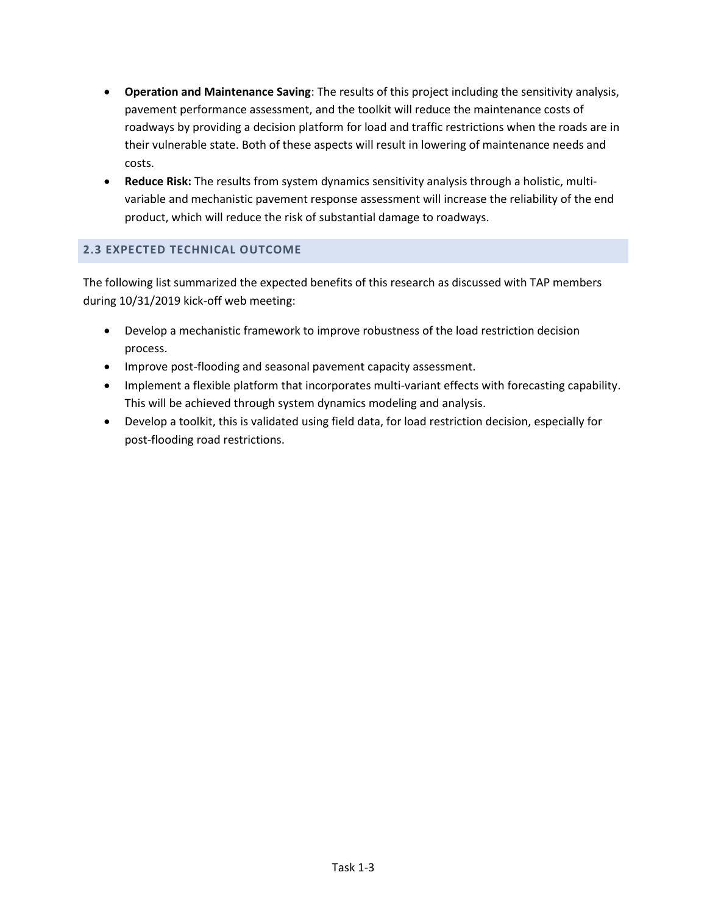- **Operation and Maintenance Saving**: The results of this project including the sensitivity analysis, pavement performance assessment, and the toolkit will reduce the maintenance costs of roadways by providing a decision platform for load and traffic restrictions when the roads are in their vulnerable state. Both of these aspects will result in lowering of maintenance needs and costs.
- **Reduce Risk:** The results from system dynamics sensitivity analysis through a holistic, multi-variable and mechanistic pavement response assessment will increase the reliability of the end product, which will reduce the risk of substantial damage to roadways.

## 2.3 EXPECTED TECHNICAL OUTCOME

The following list summarized the expected benefits of this research as discussed with TAP members during 10/31/2019 kick-off web meeting:

- Develop a mechanistic framework to improve robustness of the load restriction decision process.
- Improve post-flooding and seasonal pavement capacity assessment.
- Implement a flexible platform that incorporates multi-variant effects with forecasting capability. This will be achieved through system dynamics modeling and analysis.
- Develop a toolkit, this is validated using field data, for load restriction decision, especially for post-flooding road restrictions.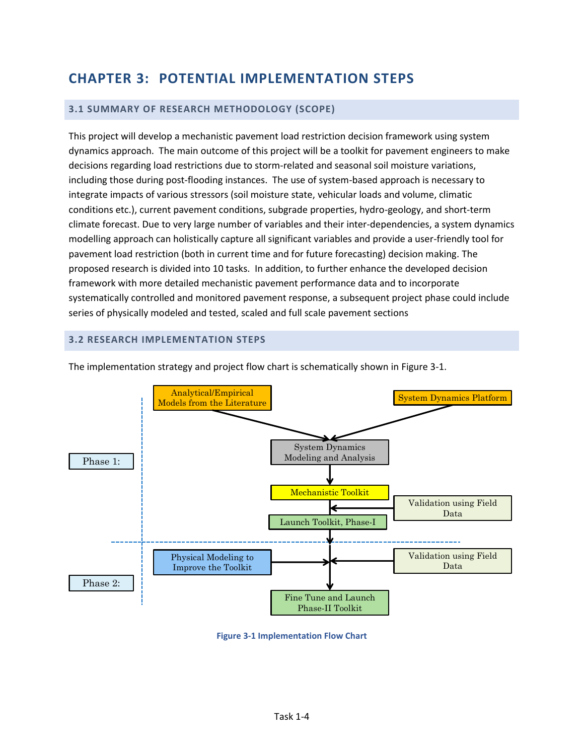# CHAPTER 3: POTENTIAL IMPLEMENTATION STEPS

## 3.1 SUMMARY OF RESEARCH METHODOLOGY (SCOPE)

This project will develop a mechanistic pavement load restriction decision framework using system dynamics approach. The main outcome of this project will be a toolkit for pavement engineers to make decisions regarding load restrictions due to storm-related and seasonal soil moisture variations, including those during post-flooding instances. The use of system-based approach is necessary to integrate impacts of various stressors (soil moisture state, vehicular loads and volume, climatic conditions etc.), current pavement conditions, subgrade properties, hydro-geology, and short-term climate forecast. Due to very large number of variables and their inter-dependencies, a system dynamics modelling approach can holistically capture all significant variables and provide a user-friendly tool for pavement load restriction (both in current time and for future forecasting) decision making. The proposed research is divided into 10 tasks. In addition, to further enhance the developed decision framework with more detailed mechanistic pavement performance data and to incorporate systematically controlled and monitored pavement response, a subsequent project phase could include series of physically modeled and tested, scaled and full scale pavement sections

## 3.2 RESEARCH IMPLEMENTATION STEPS

The implementation strategy and project flow chart is schematically shown in Figure 3-1.

Phase 1:

Analytical/Empirical Models from the Literature

System Dynamics Platform

System Dynamics Modeling and Analysis

Mechanistic Toolkit

Validation using Field Data

Launch Toolkit, Phase-I

Phase 2:

Physical Modeling to Improve the Toolkit

Validation using Field Data

Fine Tune and Launch Phase-II Toolkit

Figure 3-1 Implementation Flow Chart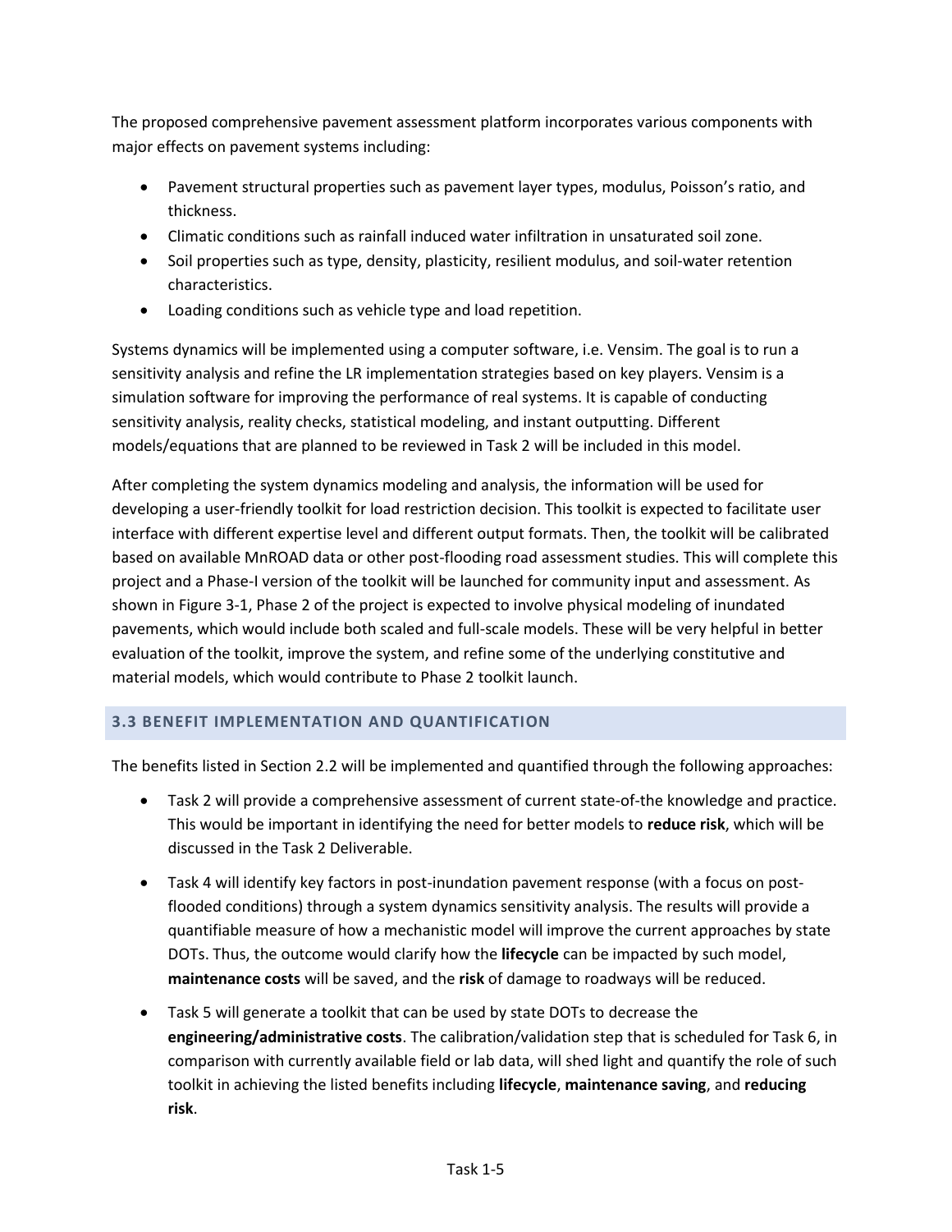The proposed comprehensive pavement assessment platform incorporates various components with major effects on pavement systems including:

- Pavement structural properties such as pavement layer types, modulus, Poisson's ratio, and thickness.
- Climatic conditions such as rainfall induced water infiltration in unsaturated soil zone.
- Soil properties such as type, density, plasticity, resilient modulus, and soil-water retention characteristics.
- Loading conditions such as vehicle type and load repetition.

Systems dynamics will be implemented using a computer software, i.e. Vensim. The goal is to run a sensitivity analysis and refine the LR implementation strategies based on key players. Vensim is a simulation software for improving the performance of real systems. It is capable of conducting sensitivity analysis, reality checks, statistical modeling, and instant outputting. Different models/equations that are planned to be reviewed in Task 2 will be included in this model.

After completing the system dynamics modeling and analysis, the information will be used for developing a user-friendly toolkit for load restriction decision. This toolkit is expected to facilitate user interface with different expertise level and different output formats. Then, the toolkit will be calibrated based on available MnROAD data or other post-flooding road assessment studies. This will complete this project and a Phase-I version of the toolkit will be launched for community input and assessment. As shown in Figure 3-1, Phase 2 of the project is expected to involve physical modeling of inundated pavements, which would include both scaled and full-scale models. These will be very helpful in better evaluation of the toolkit, improve the system, and refine some of the underlying constitutive and material models, which would contribute to Phase 2 toolkit launch.

### 3.3 BENEFIT IMPLEMENTATION AND QUANTIFICATION

The benefits listed in Section 2.2 will be implemented and quantified through the following approaches:

- Task 2 will provide a comprehensive assessment of current state-of-the knowledge and practice. This would be important in identifying the need for better models to **reduce risk**, which will be discussed in the Task 2 Deliverable.

- Task 4 will identify key factors in post-inundation pavement response (with a focus on post-flooded conditions) through a system dynamics sensitivity analysis. The results will provide a quantifiable measure of how a mechanistic model will improve the current approaches by state DOTs. Thus, the outcome would clarify how the **lifecycle** can be impacted by such model, **maintenance costs** will be saved, and the **risk** of damage to roadways will be reduced.

- Task 5 will generate a toolkit that can be used by state DOTs to decrease the **engineering/administrative costs**. The calibration/validation step that is scheduled for Task 6, in comparison with currently available field or lab data, will shed light and quantify the role of such toolkit in achieving the listed benefits including **lifecycle**, **maintenance saving**, and **reducing risk**.